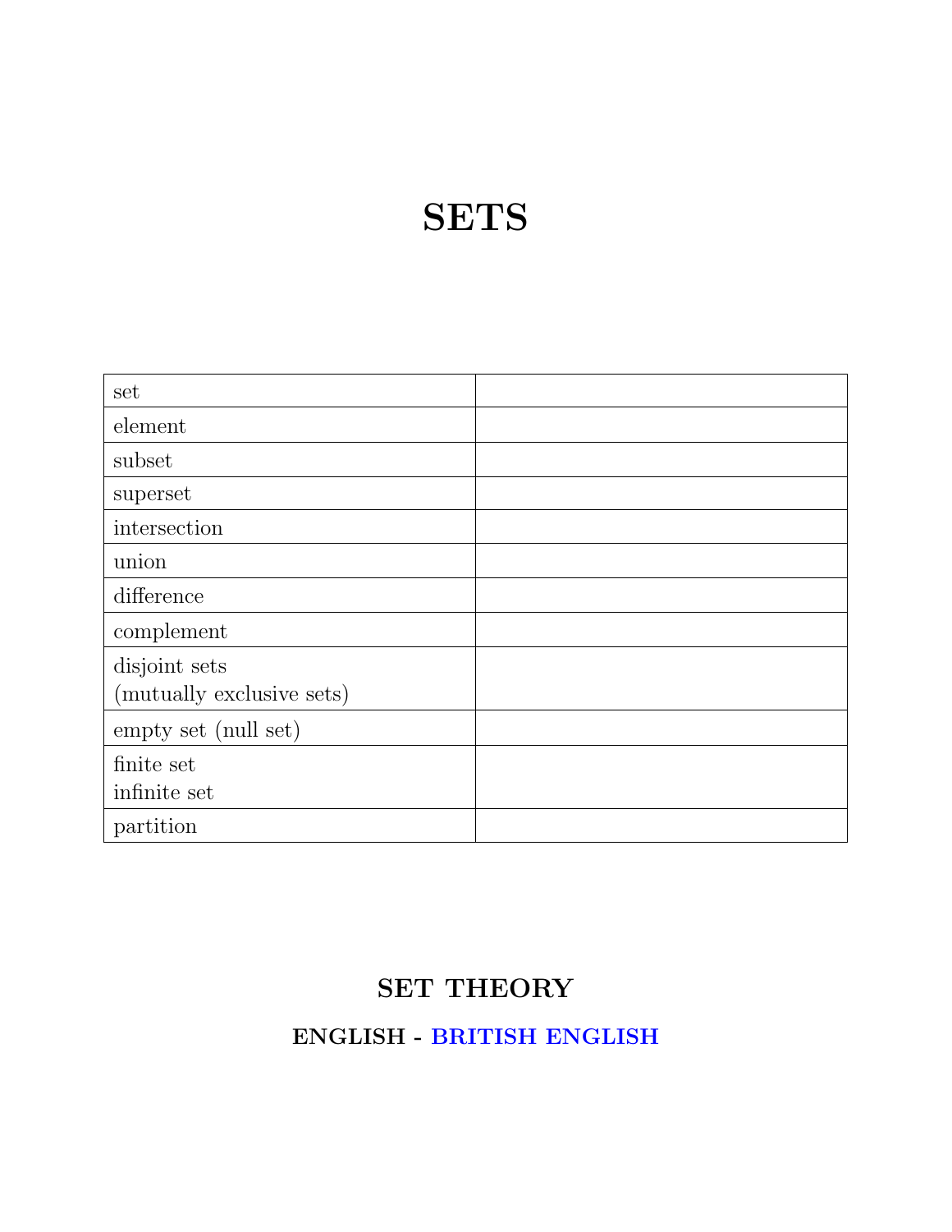# SETS

| set | |
|---|---|
| element | |
| subset | |
| superset | |
| intersection | |
| union | |
| difference | |
| complement | |
| disjoint sets<br>(mutually exclusive sets) | |
| empty set (null set) | |
| finite set<br>infinite set | |
| partition | |

## SET THEORY

### ENGLISH - BRITISH ENGLISH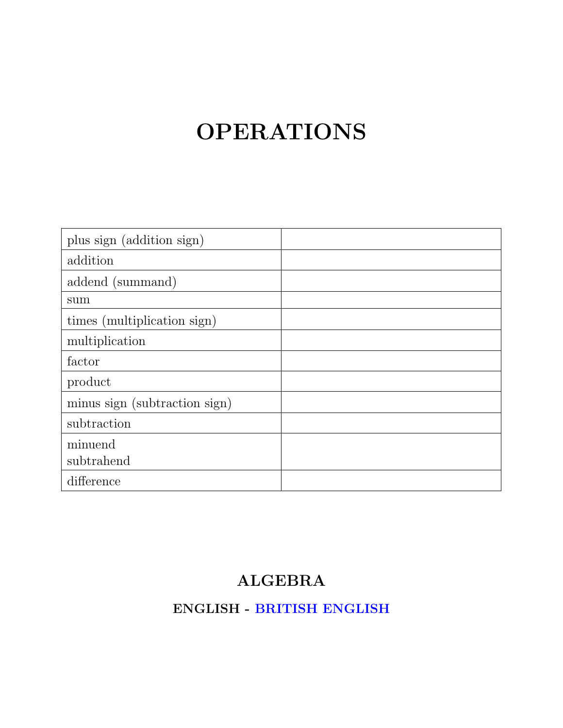# OPERATIONS

| plus sign (addition sign) | |
|---|---|
| addition | |
| addend (summand) | |
| sum | |
| times (multiplication sign) | |
| multiplication | |
| factor | |
| product | |
| minus sign (subtraction sign) | |
| subtraction | |
| minuend<br>subtrahend | |
| difference | |

## ALGEBRA

### ENGLISH - BRITISH ENGLISH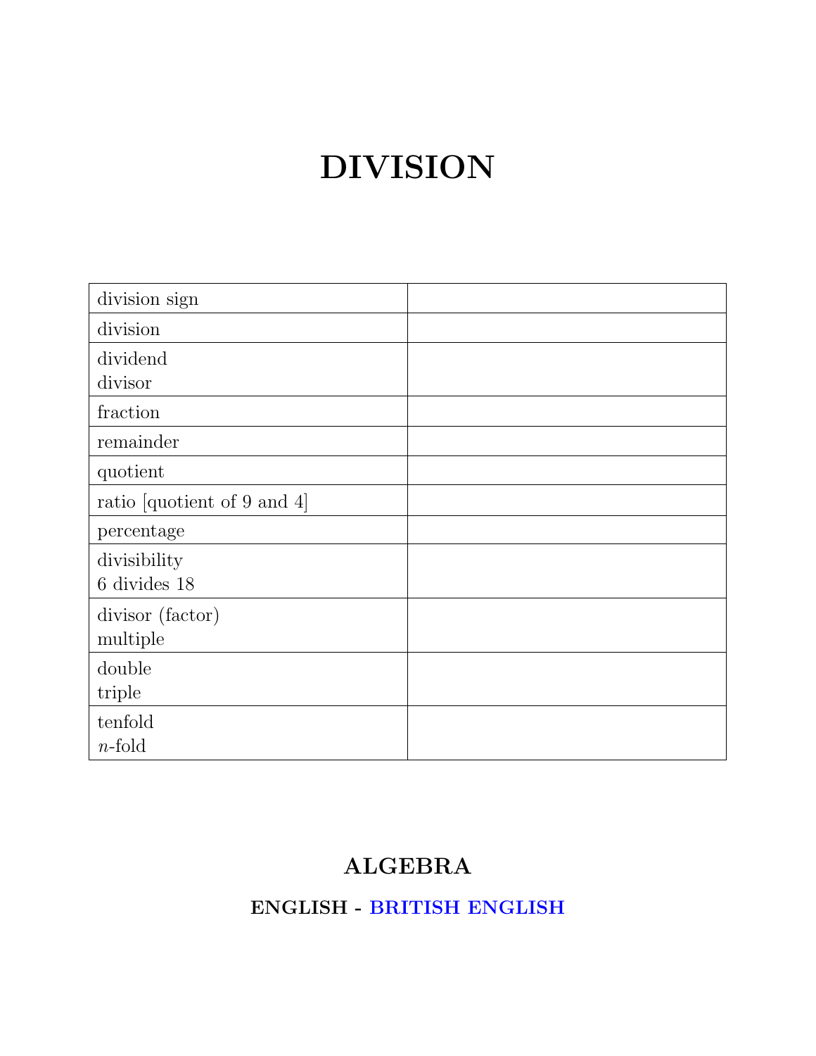# DIVISION

| | |
|---|---|
| division sign | |
| division | |
| dividend<br>divisor | |
| fraction | |
| remainder | |
| quotient | |
| ratio [quotient of 9 and 4] | |
| percentage | |
| divisibility<br>6 divides 18 | |
| divisor (factor)<br>multiple | |
| double<br>triple | |
| tenfold<br>$n$-fold | |

## ALGEBRA

### ENGLISH - BRITISH ENGLISH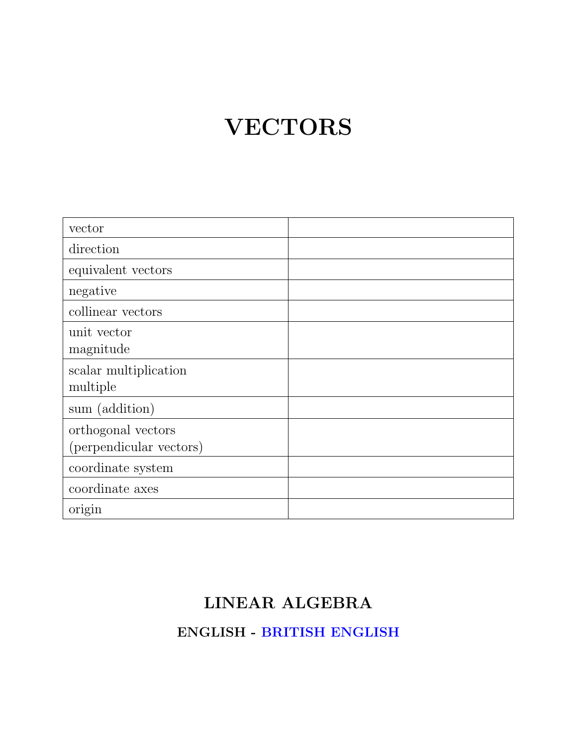# VECTORS

| | |
|---|---|
| vector | |
| direction | |
| equivalent vectors | |
| negative | |
| collinear vectors | |
| unit vector<br>magnitude | |
| scalar multiplication<br>multiple | |
| sum (addition) | |
| orthogonal vectors<br>(perpendicular vectors) | |
| coordinate system | |
| coordinate axes | |
| origin | |

## LINEAR ALGEBRA

### ENGLISH - BRITISH ENGLISH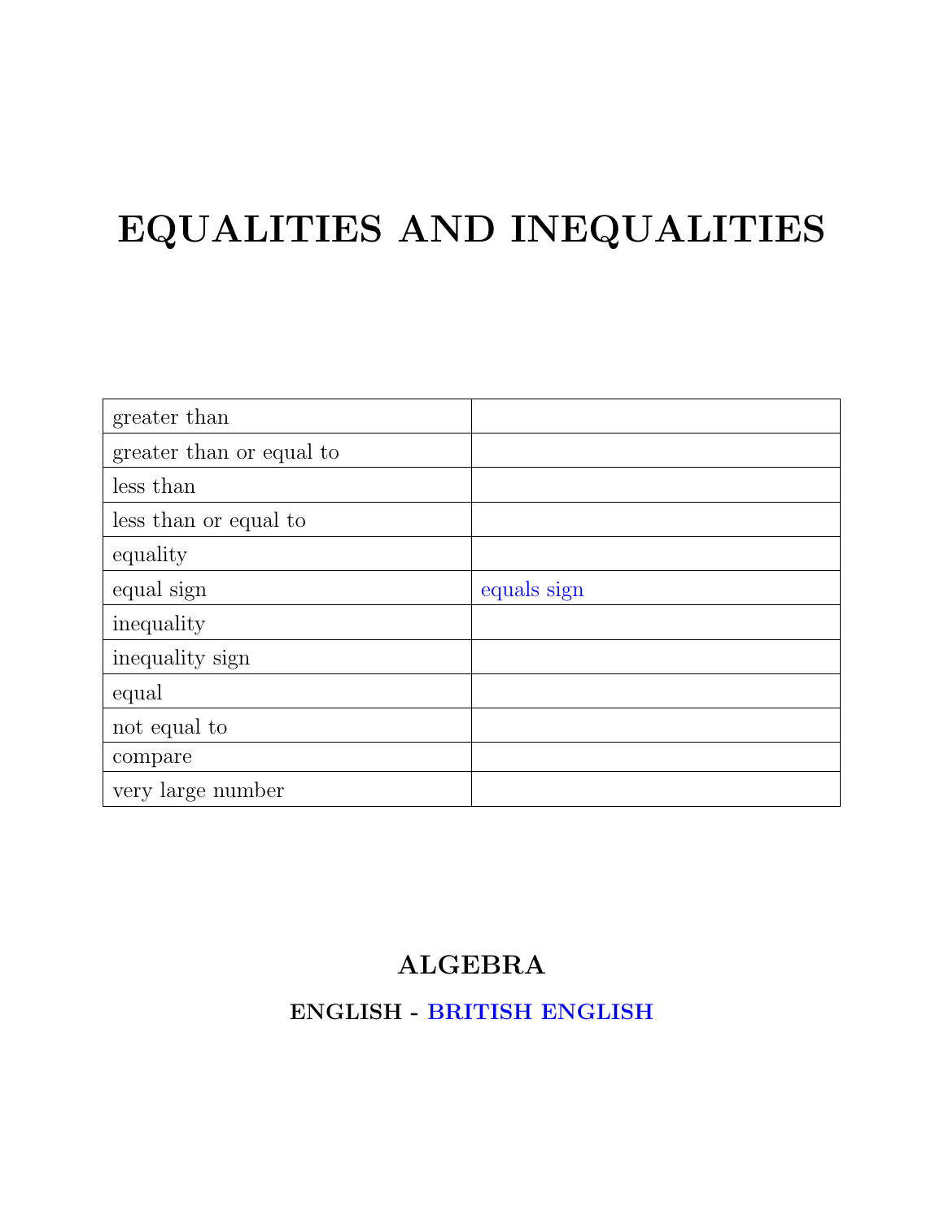# EQUALITIES AND INEQUALITIES

| | |
|---|---|
| greater than | |
| greater than or equal to | |
| less than | |
| less than or equal to | |
| equality | |
| equal sign | equals sign |
| inequality | |
| inequality sign | |
| equal | |
| not equal to | |
| compare | |
| very large number | |

## ALGEBRA

### ENGLISH - BRITISH ENGLISH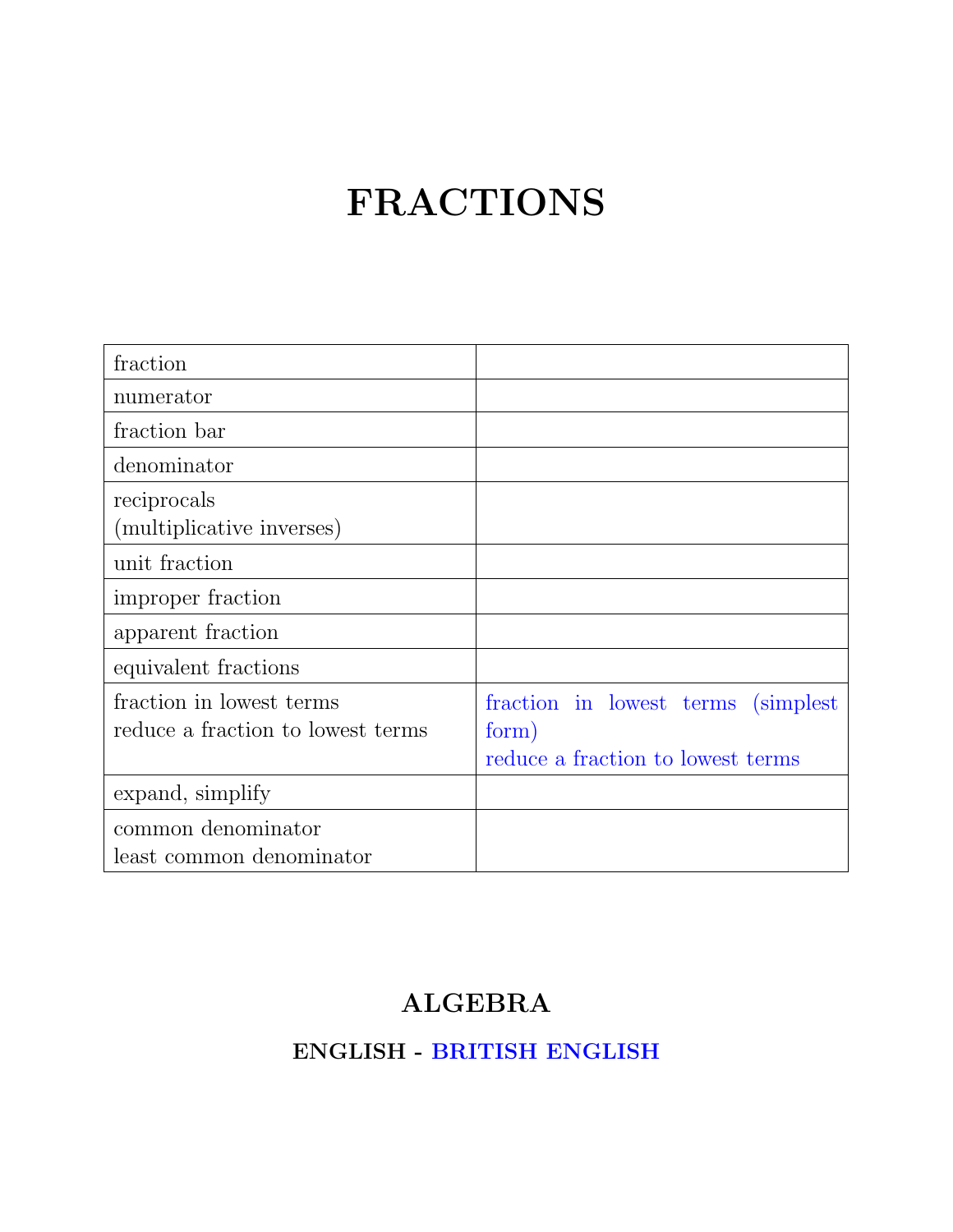# FRACTIONS

| | |
|---|---|
| fraction | |
| numerator | |
| fraction bar | |
| denominator | |
| reciprocals<br>(multiplicative inverses) | |
| unit fraction | |
| improper fraction | |
| apparent fraction | |
| equivalent fractions | |
| fraction in lowest terms<br>reduce a fraction to lowest terms | fraction in lowest terms (simplest form)<br>reduce a fraction to lowest terms |
| expand, simplify | |
| common denominator<br>least common denominator | |

## ALGEBRA

### ENGLISH - BRITISH ENGLISH